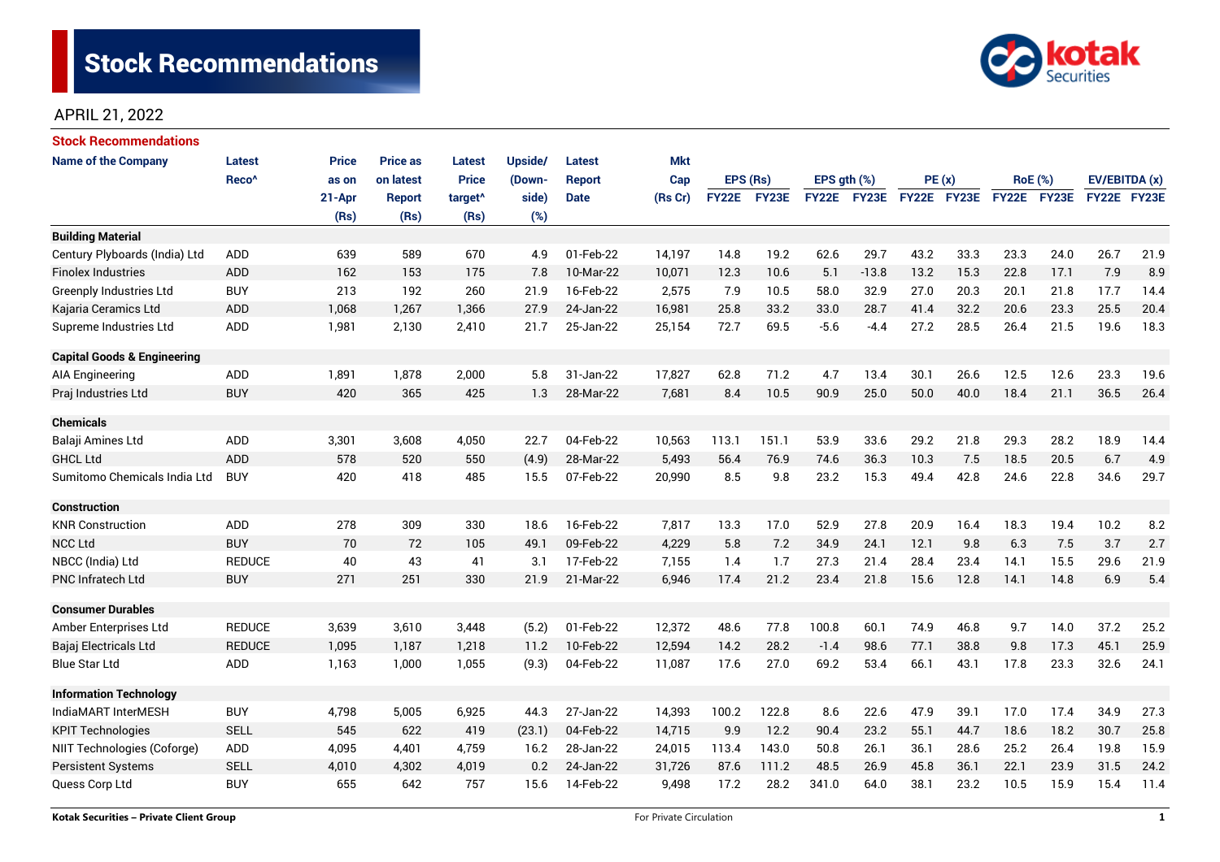# Stock Recommendations

APRIL 21, 2022

## Stock Recommendations

| Name of the Company | Latest Reco^ | Price as on 21-Apr (Rs) | Price as on latest Report (Rs) | Latest Price target^ (Rs) | Upside/ (Down-side) (%) | Latest Report Date | Mkt Cap (Rs Cr) | EPS (Rs) | | EPS gth (%) | | PE (x) | | RoE (%) | | EV/EBITDA (x) | |
|---|---|---|---|---|---|---|---|---|---|---|---|---|---|---|---|---|---|
| | | | | | | | | FY22E | FY23E | FY22E | FY23E | FY22E | FY23E | FY22E | FY23E | FY22E | FY23E |
| **Building Material** | | | | | | | | | | | | | | | | | |
| Century Plyboards (India) Ltd | ADD | 639 | 589 | 670 | 4.9 | 01-Feb-22 | 14,197 | 14.8 | 19.2 | 62.6 | 29.7 | 43.2 | 33.3 | 23.3 | 24.0 | 26.7 | 21.9 |
| Finolex Industries | ADD | 162 | 153 | 175 | 7.8 | 10-Mar-22 | 10,071 | 12.3 | 10.6 | 5.1 | -13.8 | 13.2 | 15.3 | 22.8 | 17.1 | 7.9 | 8.9 |
| Greenply Industries Ltd | BUY | 213 | 192 | 260 | 21.9 | 16-Feb-22 | 2,575 | 7.9 | 10.5 | 58.0 | 32.9 | 27.0 | 20.3 | 20.1 | 21.8 | 17.7 | 14.4 |
| Kajaria Ceramics Ltd | ADD | 1,068 | 1,267 | 1,366 | 27.9 | 24-Jan-22 | 16,981 | 25.8 | 33.2 | 33.0 | 28.7 | 41.4 | 32.2 | 20.6 | 23.3 | 25.5 | 20.4 |
| Supreme Industries Ltd | ADD | 1,981 | 2,130 | 2,410 | 21.7 | 25-Jan-22 | 25,154 | 72.7 | 69.5 | -5.6 | -4.4 | 27.2 | 28.5 | 26.4 | 21.5 | 19.6 | 18.3 |
| **Capital Goods & Engineering** | | | | | | | | | | | | | | | | | |
| AIA Engineering | ADD | 1,891 | 1,878 | 2,000 | 5.8 | 31-Jan-22 | 17,827 | 62.8 | 71.2 | 4.7 | 13.4 | 30.1 | 26.6 | 12.5 | 12.6 | 23.3 | 19.6 |
| Praj Industries Ltd | BUY | 420 | 365 | 425 | 1.3 | 28-Mar-22 | 7,681 | 8.4 | 10.5 | 90.9 | 25.0 | 50.0 | 40.0 | 18.4 | 21.1 | 36.5 | 26.4 |
| **Chemicals** | | | | | | | | | | | | | | | | | |
| Balaji Amines Ltd | ADD | 3,301 | 3,608 | 4,050 | 22.7 | 04-Feb-22 | 10,563 | 113.1 | 151.1 | 53.9 | 33.6 | 29.2 | 21.8 | 29.3 | 28.2 | 18.9 | 14.4 |
| GHCL Ltd | ADD | 578 | 520 | 550 | (4.9) | 28-Mar-22 | 5,493 | 56.4 | 76.9 | 74.6 | 36.3 | 10.3 | 7.5 | 18.5 | 20.5 | 6.7 | 4.9 |
| Sumitomo Chemicals India Ltd | BUY | 420 | 418 | 485 | 15.5 | 07-Feb-22 | 20,990 | 8.5 | 9.8 | 23.2 | 15.3 | 49.4 | 42.8 | 24.6 | 22.8 | 34.6 | 29.7 |
| **Construction** | | | | | | | | | | | | | | | | | |
| KNR Construction | ADD | 278 | 309 | 330 | 18.6 | 16-Feb-22 | 7,817 | 13.3 | 17.0 | 52.9 | 27.8 | 20.9 | 16.4 | 18.3 | 19.4 | 10.2 | 8.2 |
| NCC Ltd | BUY | 70 | 72 | 105 | 49.1 | 09-Feb-22 | 4,229 | 5.8 | 7.2 | 34.9 | 24.1 | 12.1 | 9.8 | 6.3 | 7.5 | 3.7 | 2.7 |
| NBCC (India) Ltd | REDUCE | 40 | 43 | 41 | 3.1 | 17-Feb-22 | 7,155 | 1.4 | 1.7 | 27.3 | 21.4 | 28.4 | 23.4 | 14.1 | 15.5 | 29.6 | 21.9 |
| PNC Infratech Ltd | BUY | 271 | 251 | 330 | 21.9 | 21-Mar-22 | 6,946 | 17.4 | 21.2 | 23.4 | 21.8 | 15.6 | 12.8 | 14.1 | 14.8 | 6.9 | 5.4 |
| **Consumer Durables** | | | | | | | | | | | | | | | | | |
| Amber Enterprises Ltd | REDUCE | 3,639 | 3,610 | 3,448 | (5.2) | 01-Feb-22 | 12,372 | 48.6 | 77.8 | 100.8 | 60.1 | 74.9 | 46.8 | 9.7 | 14.0 | 37.2 | 25.2 |
| Bajaj Electricals Ltd | REDUCE | 1,095 | 1,187 | 1,218 | 11.2 | 10-Feb-22 | 12,594 | 14.2 | 28.2 | -1.4 | 98.6 | 77.1 | 38.8 | 9.8 | 17.3 | 45.1 | 25.9 |
| Blue Star Ltd | ADD | 1,163 | 1,000 | 1,055 | (9.3) | 04-Feb-22 | 11,087 | 17.6 | 27.0 | 69.2 | 53.4 | 66.1 | 43.1 | 17.8 | 23.3 | 32.6 | 24.1 |
| **Information Technology** | | | | | | | | | | | | | | | | | |
| IndiaMART InterMESH | BUY | 4,798 | 5,005 | 6,925 | 44.3 | 27-Jan-22 | 14,393 | 100.2 | 122.8 | 8.6 | 22.6 | 47.9 | 39.1 | 17.0 | 17.4 | 34.9 | 27.3 |
| KPIT Technologies | SELL | 545 | 622 | 419 | (23.1) | 04-Feb-22 | 14,715 | 9.9 | 12.2 | 90.4 | 23.2 | 55.1 | 44.7 | 18.6 | 18.2 | 30.7 | 25.8 |
| NIIT Technologies (Coforge) | ADD | 4,095 | 4,401 | 4,759 | 16.2 | 28-Jan-22 | 24,015 | 113.4 | 143.0 | 50.8 | 26.1 | 36.1 | 28.6 | 25.2 | 26.4 | 19.8 | 15.9 |
| Persistent Systems | SELL | 4,010 | 4,302 | 4,019 | 0.2 | 24-Jan-22 | 31,726 | 87.6 | 111.2 | 48.5 | 26.9 | 45.8 | 36.1 | 22.1 | 23.9 | 31.5 | 24.2 |
| Quess Corp Ltd | BUY | 655 | 642 | 757 | 15.6 | 14-Feb-22 | 9,498 | 17.2 | 28.2 | 341.0 | 64.0 | 38.1 | 23.2 | 10.5 | 15.9 | 15.4 | 11.4 |

Kotak Securities – Private Client Group

For Private Circulation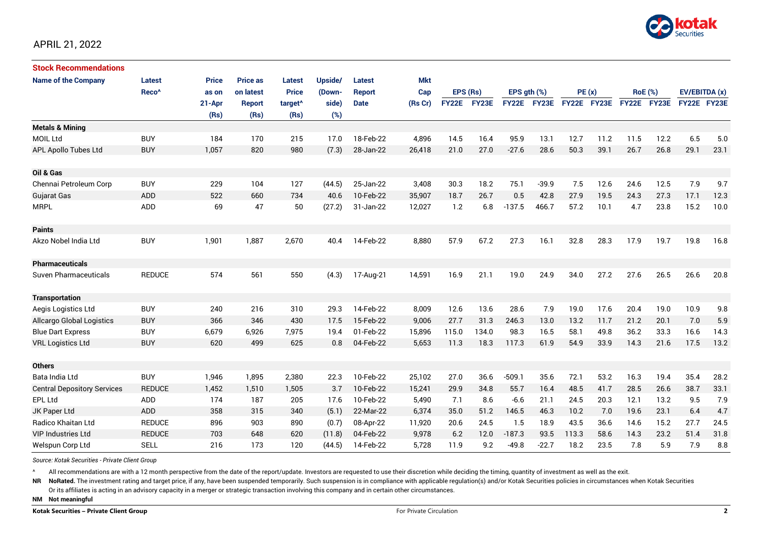APRIL 21, 2022

## Stock Recommendations

| Name of the Company | Latest Reco^ | Price as on 21-Apr (Rs) | Price as on latest Report (Rs) | Latest Price target^ (Rs) | Upside/ (Down-side) (%) | Latest Report Date | Mkt Cap (Rs Cr) | EPS (Rs) FY22E | EPS (Rs) FY23E | EPS gth (%) FY22E | EPS gth (%) FY23E | PE (x) FY22E | PE (x) FY23E | RoE (%) FY22E | RoE (%) FY23E | EV/EBITDA (x) FY22E | EV/EBITDA (x) FY23E |
|---|---|---|---|---|---|---|---|---|---|---|---|---|---|---|---|---|---|
| **Metals & Mining** | | | | | | | | | | | | | | | | | |
| MOIL Ltd | BUY | 184 | 170 | 215 | 17.0 | 18-Feb-22 | 4,896 | 14.5 | 16.4 | 95.9 | 13.1 | 12.7 | 11.2 | 11.5 | 12.2 | 6.5 | 5.0 |
| APL Apollo Tubes Ltd | BUY | 1,057 | 820 | 980 | (7.3) | 28-Jan-22 | 26,418 | 21.0 | 27.0 | -27.6 | 28.6 | 50.3 | 39.1 | 26.7 | 26.8 | 29.1 | 23.1 |
| **Oil & Gas** | | | | | | | | | | | | | | | | | |
| Chennai Petroleum Corp | BUY | 229 | 104 | 127 | (44.5) | 25-Jan-22 | 3,408 | 30.3 | 18.2 | 75.1 | -39.9 | 7.5 | 12.6 | 24.6 | 12.5 | 7.9 | 9.7 |
| Gujarat Gas | ADD | 522 | 660 | 734 | 40.6 | 10-Feb-22 | 35,907 | 18.7 | 26.7 | 0.5 | 42.8 | 27.9 | 19.5 | 24.3 | 27.3 | 17.1 | 12.3 |
| MRPL | ADD | 69 | 47 | 50 | (27.2) | 31-Jan-22 | 12,027 | 1.2 | 6.8 | -137.5 | 466.7 | 57.2 | 10.1 | 4.7 | 23.8 | 15.2 | 10.0 |
| **Paints** | | | | | | | | | | | | | | | | | |
| Akzo Nobel India Ltd | BUY | 1,901 | 1,887 | 2,670 | 40.4 | 14-Feb-22 | 8,880 | 57.9 | 67.2 | 27.3 | 16.1 | 32.8 | 28.3 | 17.9 | 19.7 | 19.8 | 16.8 |
| **Pharmaceuticals** | | | | | | | | | | | | | | | | | |
| Suven Pharmaceuticals | REDUCE | 574 | 561 | 550 | (4.3) | 17-Aug-21 | 14,591 | 16.9 | 21.1 | 19.0 | 24.9 | 34.0 | 27.2 | 27.6 | 26.5 | 26.6 | 20.8 |
| **Transportation** | | | | | | | | | | | | | | | | | |
| Aegis Logistics Ltd | BUY | 240 | 216 | 310 | 29.3 | 14-Feb-22 | 8,009 | 12.6 | 13.6 | 28.6 | 7.9 | 19.0 | 17.6 | 20.4 | 19.0 | 10.9 | 9.8 |
| Allcargo Global Logistics | BUY | 366 | 346 | 430 | 17.5 | 15-Feb-22 | 9,006 | 27.7 | 31.3 | 246.3 | 13.0 | 13.2 | 11.7 | 21.2 | 20.1 | 7.0 | 5.9 |
| Blue Dart Express | BUY | 6,679 | 6,926 | 7,975 | 19.4 | 01-Feb-22 | 15,896 | 115.0 | 134.0 | 98.3 | 16.5 | 58.1 | 49.8 | 36.2 | 33.3 | 16.6 | 14.3 |
| VRL Logistics Ltd | BUY | 620 | 499 | 625 | 0.8 | 04-Feb-22 | 5,653 | 11.3 | 18.3 | 117.3 | 61.9 | 54.9 | 33.9 | 14.3 | 21.6 | 17.5 | 13.2 |
| **Others** | | | | | | | | | | | | | | | | | |
| Bata India Ltd | BUY | 1,946 | 1,895 | 2,380 | 22.3 | 10-Feb-22 | 25,102 | 27.0 | 36.6 | -509.1 | 35.6 | 72.1 | 53.2 | 16.3 | 19.4 | 35.4 | 28.2 |
| Central Depository Services | REDUCE | 1,452 | 1,510 | 1,505 | 3.7 | 10-Feb-22 | 15,241 | 29.9 | 34.8 | 55.7 | 16.4 | 48.5 | 41.7 | 28.5 | 26.6 | 38.7 | 33.1 |
| EPL Ltd | ADD | 174 | 187 | 205 | 17.6 | 10-Feb-22 | 5,490 | 7.1 | 8.6 | -6.6 | 21.1 | 24.5 | 20.3 | 12.1 | 13.2 | 9.5 | 7.9 |
| JK Paper Ltd | ADD | 358 | 315 | 340 | (5.1) | 22-Mar-22 | 6,374 | 35.0 | 51.2 | 146.5 | 46.3 | 10.2 | 7.0 | 19.6 | 23.1 | 6.4 | 4.7 |
| Radico Khaitan Ltd | REDUCE | 896 | 903 | 890 | (0.7) | 08-Apr-22 | 11,920 | 20.6 | 24.5 | 1.5 | 18.9 | 43.5 | 36.6 | 14.6 | 15.2 | 27.7 | 24.5 |
| VIP Industries Ltd | REDUCE | 703 | 648 | 620 | (11.8) | 04-Feb-22 | 9,978 | 6.2 | 12.0 | -187.3 | 93.5 | 113.3 | 58.6 | 14.3 | 23.2 | 51.4 | 31.8 |
| Welspun Corp Ltd | SELL | 216 | 173 | 120 | (44.5) | 14-Feb-22 | 5,728 | 11.9 | 9.2 | -49.8 | -22.7 | 18.2 | 23.5 | 7.8 | 5.9 | 7.9 | 8.8 |

*Source: Kotak Securities - Private Client Group*

^ All recommendations are with a 12 month perspective from the date of the report/update. Investors are requested to use their discretion while deciding the timing, quantity of investment as well as the exit.

**NR** **NoRated.** The investment rating and target price, if any, have been suspended temporarily. Such suspension is in compliance with applicable regulation(s) and/or Kotak Securities policies in circumstances when Kotak Securities Or its affiliates is acting in an advisory capacity in a merger or strategic transaction involving this company and in certain other circumstances.

**NM** **Not meaningful**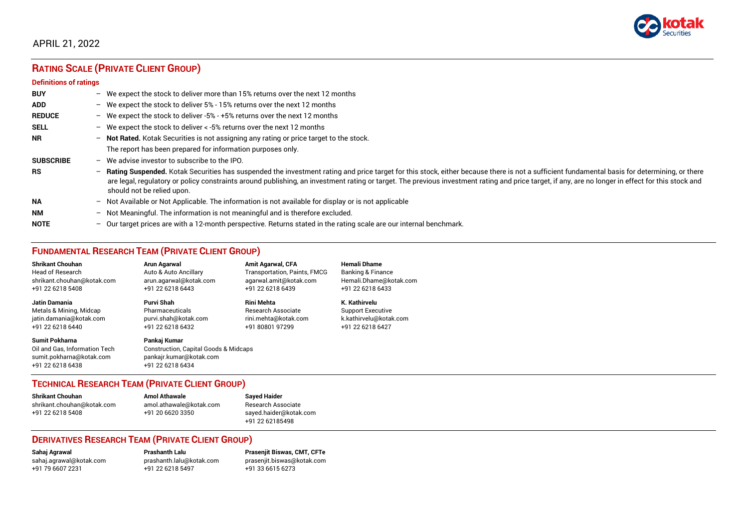APRIL 21, 2022

## RATING SCALE (PRIVATE CLIENT GROUP)

**Definitions of ratings**

| | |
|---|---|
| **BUY** | – We expect the stock to deliver more than 15% returns over the next 12 months |
| **ADD** | – We expect the stock to deliver 5% - 15% returns over the next 12 months |
| **REDUCE** | – We expect the stock to deliver -5% - +5% returns over the next 12 months |
| **SELL** | – We expect the stock to deliver < -5% returns over the next 12 months |
| **NR** | – **Not Rated.** Kotak Securities is not assigning any rating or price target to the stock. The report has been prepared for information purposes only. |
| **SUBSCRIBE** | – We advise investor to subscribe to the IPO. |
| **RS** | – **Rating Suspended.** Kotak Securities has suspended the investment rating and price target for this stock, either because there is not a sufficient fundamental basis for determining, or there are legal, regulatory or policy constraints around publishing, an investment rating or target. The previous investment rating and price target, if any, are no longer in effect for this stock and should not be relied upon. |
| **NA** | – Not Available or Not Applicable. The information is not available for display or is not applicable |
| **NM** | – Not Meaningful. The information is not meaningful and is therefore excluded. |
| **NOTE** | – Our target prices are with a 12-month perspective. Returns stated in the rating scale are our internal benchmark. |

## FUNDAMENTAL RESEARCH TEAM (PRIVATE CLIENT GROUP)

**Shrikant Chouhan**
Head of Research
shrikant.chouhan@kotak.com
+91 22 6218 5408

**Arun Agarwal**
Auto & Auto Ancillary
arun.agarwal@kotak.com
+91 22 6218 6443

**Amit Agarwal, CFA**
Transportation, Paints, FMCG
agarwal.amit@kotak.com
+91 22 6218 6439

**Hemali Dhame**
Banking & Finance
Hemali.Dhame@kotak.com
+91 22 6218 6433

**Jatin Damania**
Metals & Mining, Midcap
jatin.damania@kotak.com
+91 22 6218 6440

**Purvi Shah**
Pharmaceuticals
purvi.shah@kotak.com
+91 22 6218 6432

**Rini Mehta**
Research Associate
rini.mehta@kotak.com
+91 80801 97299

**K. Kathirvelu**
Support Executive
k.kathirvelu@kotak.com
+91 22 6218 6427

**Sumit Pokharna**
Oil and Gas, Information Tech
sumit.pokharna@kotak.com
+91 22 6218 6438

**Pankaj Kumar**
Construction, Capital Goods & Midcaps
pankajr.kumar@kotak.com
+91 22 6218 6434

## TECHNICAL RESEARCH TEAM (PRIVATE CLIENT GROUP)

**Shrikant Chouhan**
shrikant.chouhan@kotak.com
+91 22 6218 5408

**Amol Athawale**
amol.athawale@kotak.com
+91 20 6620 3350

**Sayed Haider**
Research Associate
sayed.haider@kotak.com
+91 22 62185498

## DERIVATIVES RESEARCH TEAM (PRIVATE CLIENT GROUP)

**Sahaj Agrawal**
sahaj.agrawal@kotak.com
+91 79 6607 2231

**Prashanth Lalu**
prashanth.lalu@kotak.com
+91 22 6218 5497

**Prasenjit Biswas, CMT, CFTe**
prasenjit.biswas@kotak.com
+91 33 6615 6273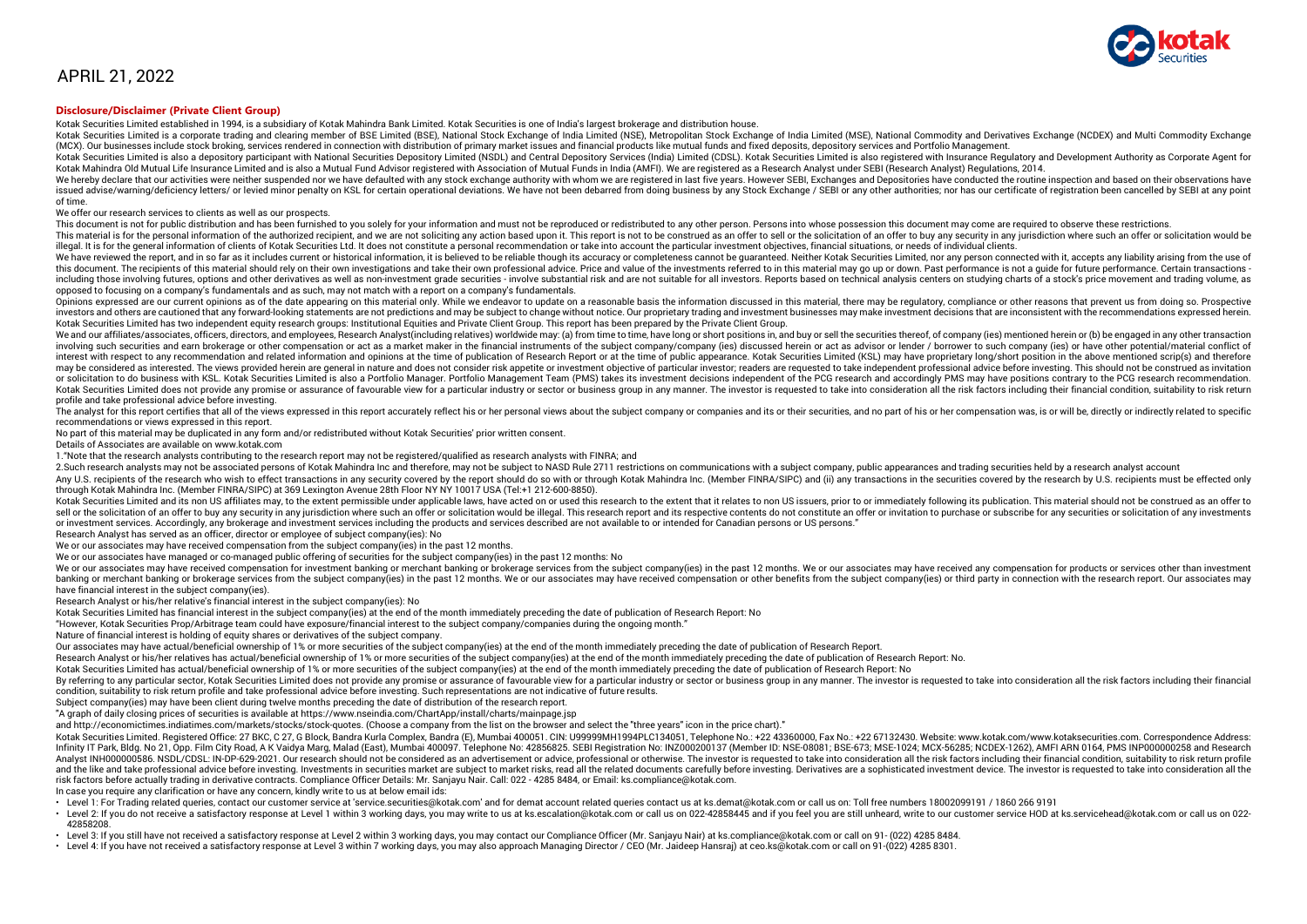APRIL 21, 2022

### Disclosure/Disclaimer (Private Client Group)

Kotak Securities Limited established in 1994, is a subsidiary of Kotak Mahindra Bank Limited. Kotak Securities is one of India's largest brokerage and distribution house.

Kotak Securities Limited is a corporate trading and clearing member of BSE Limited (BSE), National Stock Exchange of India Limited (NSE), Metropolitan Stock Exchange of India Limited (MSE), National Commodity and Derivatives Exchange (NCDEX) and Multi Commodity Exchange (MCX). Our businesses include stock broking, services rendered in connection with distribution of primary market issues and financial products like mutual funds and fixed deposits, depository services and Portfolio Management.

Kotak Securities Limited is also a depository participant with National Securities Depository Limited (NSDL) and Central Depository Services (India) Limited (CDSL). Kotak Securities Limited is also registered with Insurance Regulatory and Development Authority as Corporate Agent for Kotak Mahindra Old Mutual Life Insurance Limited and is also a Mutual Fund Advisor registered with Association of Mutual Funds in India (AMFI). We are registered as a Research Analyst under SEBI (Research Analyst) Regulations, 2014.

We hereby declare that our activities were neither suspended nor we have defaulted with any stock exchange authority with whom we are registered in last five years. However SEBI, Exchanges and Depositories have conducted the routine inspection and based on their observations have issued advise/warning/deficiency letters/ or levied minor penalty on KSL for certain operational deviations. We have not been debarred from doing business by any Stock Exchange / SEBI or any other authorities; nor has our certificate of registration been cancelled by SEBI at any point of time.

We offer our research services to clients as well as our prospects.

This document is not for public distribution and has been furnished to you solely for your information and must not be reproduced or redistributed to any other person. Persons into whose possession this document may come are required to observe these restrictions.

This material is for the personal information of the authorized recipient, and we are not soliciting any action based upon it. This report is not to be construed as an offer to sell or the solicitation of an offer to buy any security in any jurisdiction where such an offer or solicitation would be illegal. It is for the general information of clients of Kotak Securities Ltd. It does not constitute a personal recommendation or take into account the particular investment objectives, financial situations, or needs of individual clients.

We have reviewed the report, and in so far as it includes current or historical information, it is believed to be reliable though its accuracy or completeness cannot be guaranteed. Neither Kotak Securities Limited, nor any person connected with it, accepts any liability arising from the use of this document. The recipients of this material should rely on their own investigations and take their own professional advice. Price and value of the investments referred to in this material may go up or down. Past performance is not a guide for future performance. Certain transactions - including those involving futures, options and other derivatives as well as non-investment grade securities - involve substantial risk and are not suitable for all investors. Reports based on technical analysis centers on studying charts of a stock's price movement and trading volume, as opposed to focusing on a company's fundamentals and as such, may not match with a report on a company's fundamentals.

Opinions expressed are our current opinions as of the date appearing on this material only. While we endeavor to update on a reasonable basis the information discussed in this material, there may be regulatory, compliance or other reasons that prevent us from doing so. Prospective investors and others are cautioned that any forward-looking statements are not predictions and may be subject to change without notice. Our proprietary trading and investment businesses may make investment decisions that are inconsistent with the recommendations expressed herein. Kotak Securities Limited has two independent equity research groups: Institutional Equities and Private Client Group. This report has been prepared by the Private Client Group.

We and our affiliates/associates, officers, directors, and employees, Research Analyst(including relatives) worldwide may: (a) from time to time, have long or short positions in, and buy or sell the securities thereof, of company (ies) mentioned herein or (b) be engaged in any other transaction involving such securities and earn brokerage or other compensation or act as a market maker in the financial instruments of the subject company/company (ies) discussed herein or act as advisor or lender / borrower to such company (ies) or have other potential/material conflict of interest with respect to any recommendation and related information and opinions at the time of publication of Research Report or at the time of public appearance. Kotak Securities Limited (KSL) may have proprietary long/short position in the above mentioned scrip(s) and therefore may be considered as interested. The views provided herein are general in nature and does not consider risk appetite or investment objective of particular investor; readers are requested to take independent professional advice before investing. This should not be construed as invitation or solicitation to do business with KSL. Kotak Securities Limited is also a Portfolio Manager. Portfolio Management Team (PMS) takes its investment decisions independent of the PCG research and accordingly PMS may have positions contrary to the PCG research recommendation. Kotak Securities Limited does not provide any promise or assurance of favourable view for a particular industry or sector or business group in any manner. The investor is requested to take into consideration all the risk factors including their financial condition, suitability to risk return profile and take professional advice before investing.

The analyst for this report certifies that all of the views expressed in this report accurately reflect his or her personal views about the subject company or companies and its or their securities, and no part of his or her compensation was, is or will be, directly or indirectly related to specific recommendations or views expressed in this report.

No part of this material may be duplicated in any form and/or redistributed without Kotak Securities' prior written consent.

Details of Associates are available on www.kotak.com

1."Note that the research analysts contributing to the research report may not be registered/qualified as research analysts with FINRA; and

2.Such research analysts may not be associated persons of Kotak Mahindra Inc and therefore, may not be subject to NASD Rule 2711 restrictions on communications with a subject company, public appearances and trading securities held by a research analyst account

Any U.S. recipients of the research who wish to effect transactions in any security covered by the report should do so with or through Kotak Mahindra Inc. (Member FINRA/SIPC) and (ii) any transactions in the securities covered by the research by U.S. recipients must be effected only through Kotak Mahindra Inc. (Member FINRA/SIPC) at 369 Lexington Avenue 28th Floor NY NY 10017 USA (Tel:+1 212-600-8850).

Kotak Securities Limited and its non US affiliates may, to the extent permissible under applicable laws, have acted on or used this research to the extent that it relates to non US issuers, prior to or immediately following its publication. This material should not be construed as an offer to sell or the solicitation of an offer to buy any security in any jurisdiction where such an offer or solicitation would be illegal. This research report and its respective contents do not constitute an offer or invitation to purchase or subscribe for any securities or solicitation of any investments or investment services. Accordingly, any brokerage and investment services including the products and services described are not available to or intended for Canadian persons or US persons."

Research Analyst has served as an officer, director or employee of subject company(ies): No

We or our associates may have received compensation from the subject company(ies) in the past 12 months.

We or our associates have managed or co-managed public offering of securities for the subject company(ies) in the past 12 months: No

We or our associates may have received compensation for investment banking or merchant banking or brokerage services from the subject company(ies) in the past 12 months. We or our associates may have received any compensation for products or services other than investment banking or merchant banking or brokerage services from the subject company(ies) in the past 12 months. We or our associates may have received compensation or other benefits from the subject company(ies) or third party in connection with the research report. Our associates may have financial interest in the subject company(ies).

Research Analyst or his/her relative's financial interest in the subject company(ies): No

Kotak Securities Limited has financial interest in the subject company(ies) at the end of the month immediately preceding the date of publication of Research Report: No

"However, Kotak Securities Prop/Arbitrage team could have exposure/financial interest to the subject company/companies during the ongoing month."

Nature of financial interest is holding of equity shares or derivatives of the subject company.

Our associates may have actual/beneficial ownership of 1% or more securities of the subject company(ies) at the end of the month immediately preceding the date of publication of Research Report.

Research Analyst or his/her relatives has actual/beneficial ownership of 1% or more securities of the subject company(ies) at the end of the month immediately preceding the date of publication of Research Report: No.

Kotak Securities Limited has actual/beneficial ownership of 1% or more securities of the subject company(ies) at the end of the month immediately preceding the date of publication of Research Report: No

By referring to any particular sector, Kotak Securities Limited does not provide any promise or assurance of favourable view for a particular industry or sector or business group in any manner. The investor is requested to take into consideration all the risk factors including their financial condition, suitability to risk return profile and take professional advice before investing. Such representations are not indicative of future results.

Subject company(ies) may have been client during twelve months preceding the date of distribution of the research report.

"A graph of daily closing prices of securities is available at https://www.nseindia.com/ChartApp/install/charts/mainpage.jsp

and http://economictimes.indiatimes.com/markets/stocks/stock-quotes. (Choose a company from the list on the browser and select the "three years" icon in the price chart)."

Kotak Securities Limited. Registered Office: 27 BKC, C 27, G Block, Bandra Kurla Complex, Bandra (E), Mumbai 400051. CIN: U99999MH1994PLC134051, Telephone No.: +22 43360000, Fax No.: +22 67132430. Website: www.kotak.com/www.kotaksecurities.com. Correspondence Address: Infinity IT Park, Bldg. No 21, Opp. Film City Road, A K Vaidya Marg, Malad (East), Mumbai 400097. Telephone No: 42856825. SEBI Registration No: INZ000200137 (Member ID: NSE-08081; BSE-673; MSE-1024; MCX-56285; NCDEX-1262), AMFI ARN 0164, PMS INP000000258 and Research Analyst INH000000586. NSDL/CDSL: IN-DP-629-2021. Our research should not be considered as an advertisement or advice, professional or otherwise. The investor is requested to take into consideration all the risk factors including their financial condition, suitability to risk return profile and the like and take professional advice before investing. Investments in securities market are subject to market risks, read all the related documents carefully before investing. Derivatives are a sophisticated investment device. The investor is requested to take into consideration all the risk factors before actually trading in derivative contracts. Compliance Officer Details: Mr. Sanjayu Nair. Call: 022 - 4285 8484, or Email: ks.compliance@kotak.com.

In case you require any clarification or have any concern, kindly write to us at below email ids:

- Level 1: For Trading related queries, contact our customer service at 'service.securities@kotak.com' and for demat account related queries contact us at ks.demat@kotak.com or call us on: Toll free numbers 18002099191 / 1860 266 9191
- Level 2: If you do not receive a satisfactory response at Level 1 within 3 working days, you may write to us at ks.escalation@kotak.com or call us on 022-42858445 and if you feel you are still unheard, write to our customer service HOD at ks.servicehead@kotak.com or call us on 022-42858208.
- Level 3: If you still have not received a satisfactory response at Level 2 within 3 working days, you may contact our Compliance Officer (Mr. Sanjayu Nair) at ks.compliance@kotak.com or call on 91- (022) 4285 8484.
- Level 4: If you have not received a satisfactory response at Level 3 within 7 working days, you may also approach Managing Director / CEO (Mr. Jaideep Hansraj) at ceo.ks@kotak.com or call on 91-(022) 4285 8301.